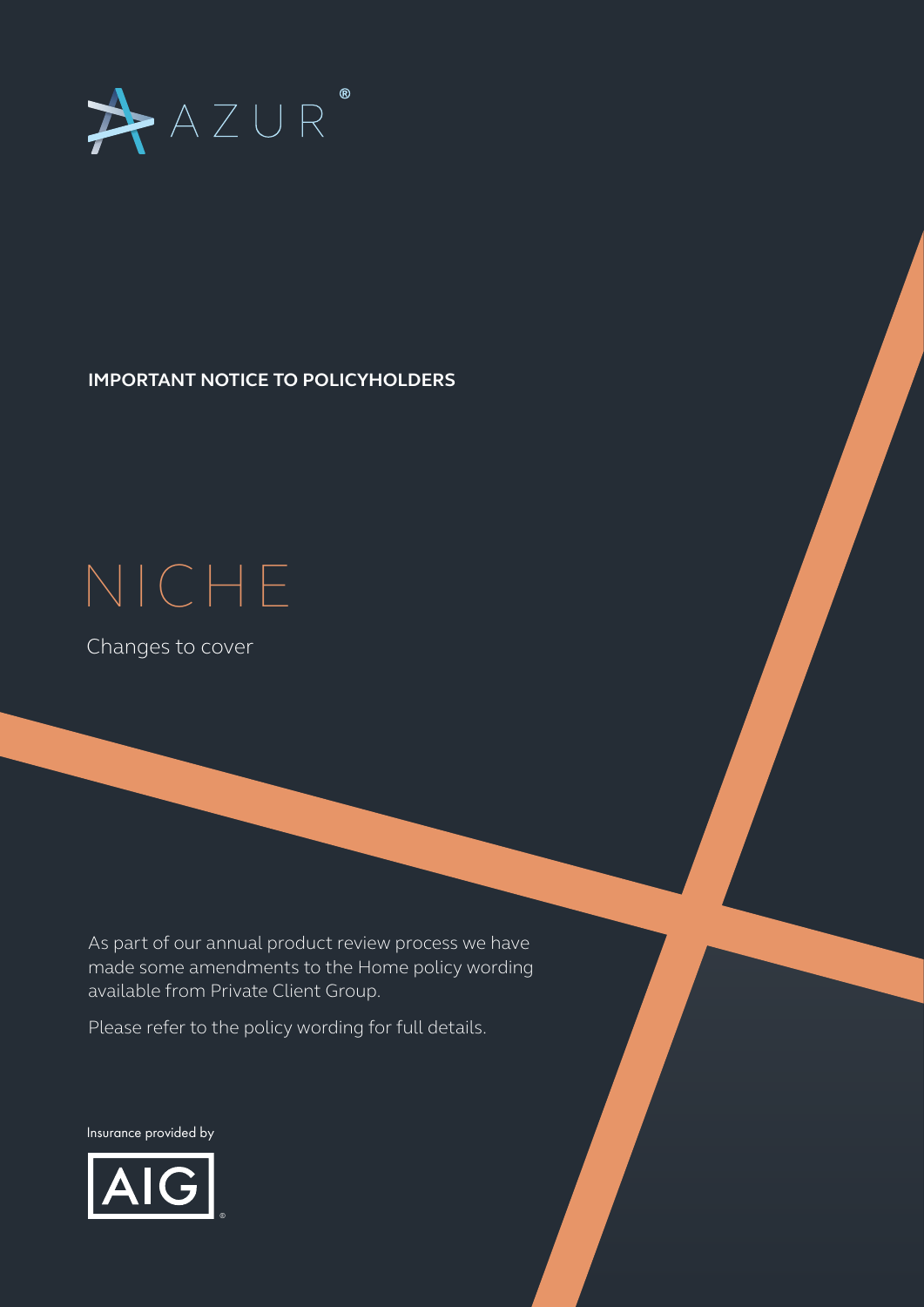AZUR®

**IMPORTANT NOTICE TO POLICYHOLDERS**

# NICHE

Changes to cover

As part of our annual product review process we have made some amendments to the Home policy wording available from Private Client Group.

Please refer to the policy wording for full details.

Insurance provided by

AIG®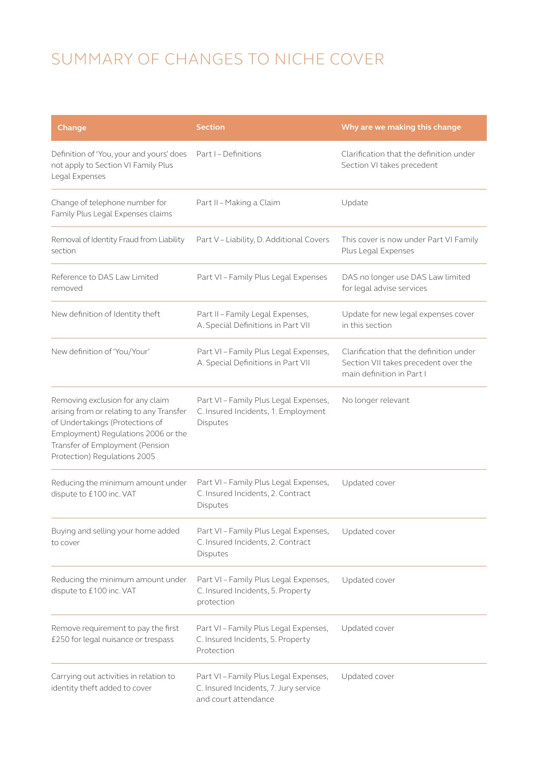# SUMMARY OF CHANGES TO NICHE COVER

| Change | Section | Why are we making this change |
|---|---|---|
| Definition of 'You, your and yours' does not apply to Section VI Family Plus Legal Expenses | Part I – Definitions | Clarification that the definition under Section VI takes precedent |
| Change of telephone number for Family Plus Legal Expenses claims | Part II – Making a Claim | Update |
| Removal of Identity Fraud from Liability section | Part V – Liability, D. Additional Covers | This cover is now under Part VI Family Plus Legal Expenses |
| Reference to DAS Law Limited removed | Part VI – Family Plus Legal Expenses | DAS no longer use DAS Law limited for legal advise services |
| New definition of Identity theft | Part II – Family Legal Expenses, A. Special Definitions in Part VII | Update for new legal expenses cover in this section |
| New definition of 'You/Your' | Part VI – Family Plus Legal Expenses, A. Special Definitions in Part VII | Clarification that the definition under Section VII takes precedent over the main definition in Part I |
| Removing exclusion for any claim arising from or relating to any Transfer of Undertakings (Protections of Employment) Regulations 2006 or the Transfer of Employment (Pension Protection) Regulations 2005 | Part VI – Family Plus Legal Expenses, C. Insured Incidents, 1. Employment Disputes | No longer relevant |
| Reducing the minimum amount under dispute to £100 inc. VAT | Part VI – Family Plus Legal Expenses, C. Insured Incidents, 2. Contract Disputes | Updated cover |
| Buying and selling your home added to cover | Part VI – Family Plus Legal Expenses, C. Insured Incidents, 2. Contract Disputes | Updated cover |
| Reducing the minimum amount under dispute to £100 inc. VAT | Part VI – Family Plus Legal Expenses, C. Insured Incidents, 5. Property protection | Updated cover |
| Remove requirement to pay the first £250 for legal nuisance or trespass | Part VI – Family Plus Legal Expenses, C. Insured Incidents, 5. Property Protection | Updated cover |
| Carrying out activities in relation to identity theft added to cover | Part VI – Family Plus Legal Expenses, C. Insured Incidents, 7. Jury service and court attendance | Updated cover |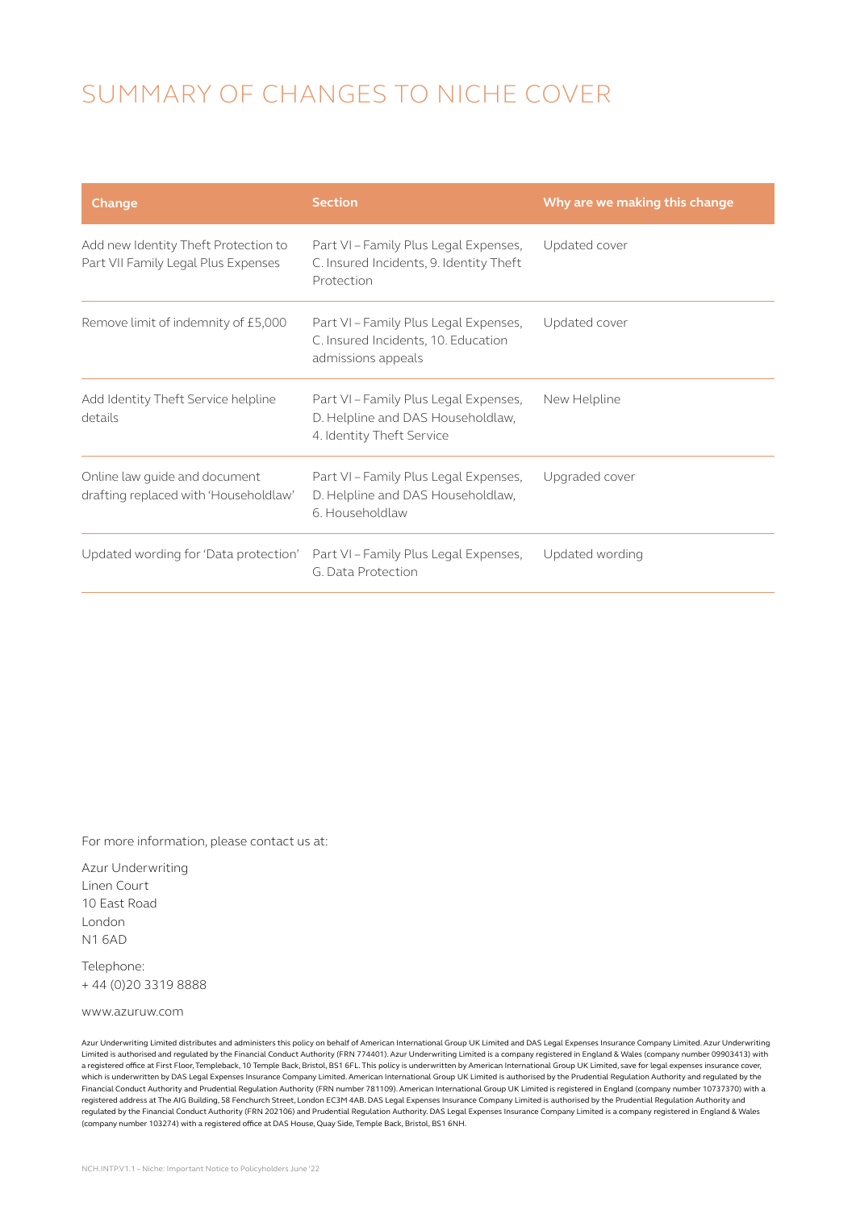# SUMMARY OF CHANGES TO NICHE COVER

| Change | Section | Why are we making this change |
|---|---|---|
| Add new Identity Theft Protection to Part VII Family Legal Plus Expenses | Part VI – Family Plus Legal Expenses, C. Insured Incidents, 9. Identity Theft Protection | Updated cover |
| Remove limit of indemnity of £5,000 | Part VI – Family Plus Legal Expenses, C. Insured Incidents, 10. Education admissions appeals | Updated cover |
| Add Identity Theft Service helpline details | Part VI – Family Plus Legal Expenses, D. Helpline and DAS Householdlaw, 4. Identity Theft Service | New Helpline |
| Online law guide and document drafting replaced with 'Householdlaw' | Part VI – Family Plus Legal Expenses, D. Helpline and DAS Householdlaw, 6. Householdlaw | Upgraded cover |
| Updated wording for 'Data protection' | Part VI – Family Plus Legal Expenses, G. Data Protection | Updated wording |

For more information, please contact us at:

Azur Underwriting
Linen Court
10 East Road
London
N1 6AD

Telephone:
+ 44 (0)20 3319 8888

www.azuruw.com

Azur Underwriting Limited distributes and administers this policy on behalf of American International Group UK Limited and DAS Legal Expenses Insurance Company Limited. Azur Underwriting Limited is authorised and regulated by the Financial Conduct Authority (FRN 774401). Azur Underwriting Limited is a company registered in England & Wales (company number 09903413) with a registered office at First Floor, Templeback, 10 Temple Back, Bristol, BS1 6FL. This policy is underwritten by American International Group UK Limited, save for legal expenses insurance cover, which is underwritten by DAS Legal Expenses Insurance Company Limited. American International Group UK Limited is authorised by the Prudential Regulation Authority and regulated by the Financial Conduct Authority and Prudential Regulation Authority (FRN number 781109). American International Group UK Limited is registered in England (company number 10737370) with a registered address at The AIG Building, 58 Fenchurch Street, London EC3M 4AB. DAS Legal Expenses Insurance Company Limited is authorised by the Prudential Regulation Authority and regulated by the Financial Conduct Authority (FRN 202106) and Prudential Regulation Authority. DAS Legal Expenses Insurance Company Limited is a company registered in England & Wales (company number 103274) with a registered office at DAS House, Quay Side, Temple Back, Bristol, BS1 6NH.

NCH.INTP.V1.1 – Niche: Important Notice to Policyholders June '22